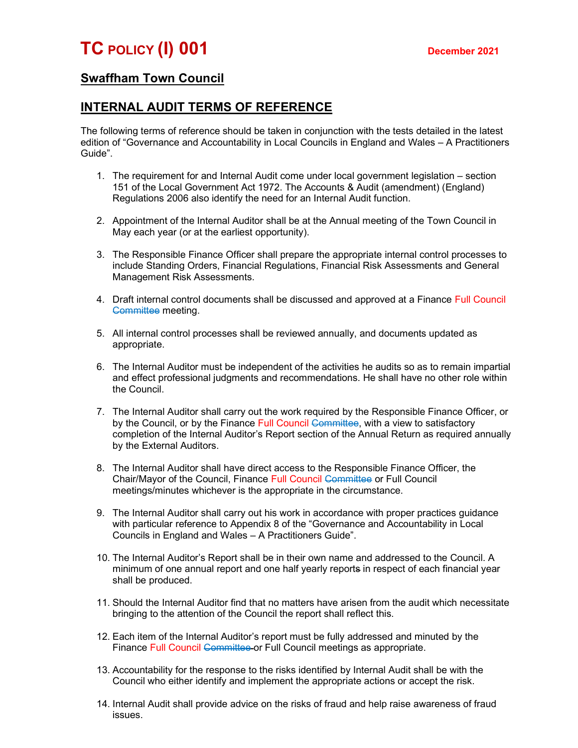# TC POLICY (I) 001

December 2021

## Swaffham Town Council

## INTERNAL AUDIT TERMS OF REFERENCE

The following terms of reference should be taken in conjunction with the tests detailed in the latest edition of "Governance and Accountability in Local Councils in England and Wales – A Practitioners Guide".

1. The requirement for and Internal Audit come under local government legislation – section 151 of the Local Government Act 1972. The Accounts & Audit (amendment) (England) Regulations 2006 also identify the need for an Internal Audit function.

2. Appointment of the Internal Auditor shall be at the Annual meeting of the Town Council in May each year (or at the earliest opportunity).

3. The Responsible Finance Officer shall prepare the appropriate internal control processes to include Standing Orders, Financial Regulations, Financial Risk Assessments and General Management Risk Assessments.

4. Draft internal control documents shall be discussed and approved at a Finance Full Council ~~Committee~~ meeting.

5. All internal control processes shall be reviewed annually, and documents updated as appropriate.

6. The Internal Auditor must be independent of the activities he audits so as to remain impartial and effect professional judgments and recommendations. He shall have no other role within the Council.

7. The Internal Auditor shall carry out the work required by the Responsible Finance Officer, or by the Council, or by the Finance Full Council ~~Committee~~, with a view to satisfactory completion of the Internal Auditor's Report section of the Annual Return as required annually by the External Auditors.

8. The Internal Auditor shall have direct access to the Responsible Finance Officer, the Chair/Mayor of the Council, Finance Full Council ~~Committee~~ or Full Council meetings/minutes whichever is the appropriate in the circumstance.

9. The Internal Auditor shall carry out his work in accordance with proper practices guidance with particular reference to Appendix 8 of the "Governance and Accountability in Local Councils in England and Wales – A Practitioners Guide".

10. The Internal Auditor's Report shall be in their own name and addressed to the Council. A minimum of one annual report and one half yearly report~~s~~ in respect of each financial year shall be produced.

11. Should the Internal Auditor find that no matters have arisen from the audit which necessitate bringing to the attention of the Council the report shall reflect this.

12. Each item of the Internal Auditor's report must be fully addressed and minuted by the Finance Full Council ~~Committee~~ or Full Council meetings as appropriate.

13. Accountability for the response to the risks identified by Internal Audit shall be with the Council who either identify and implement the appropriate actions or accept the risk.

14. Internal Audit shall provide advice on the risks of fraud and help raise awareness of fraud issues.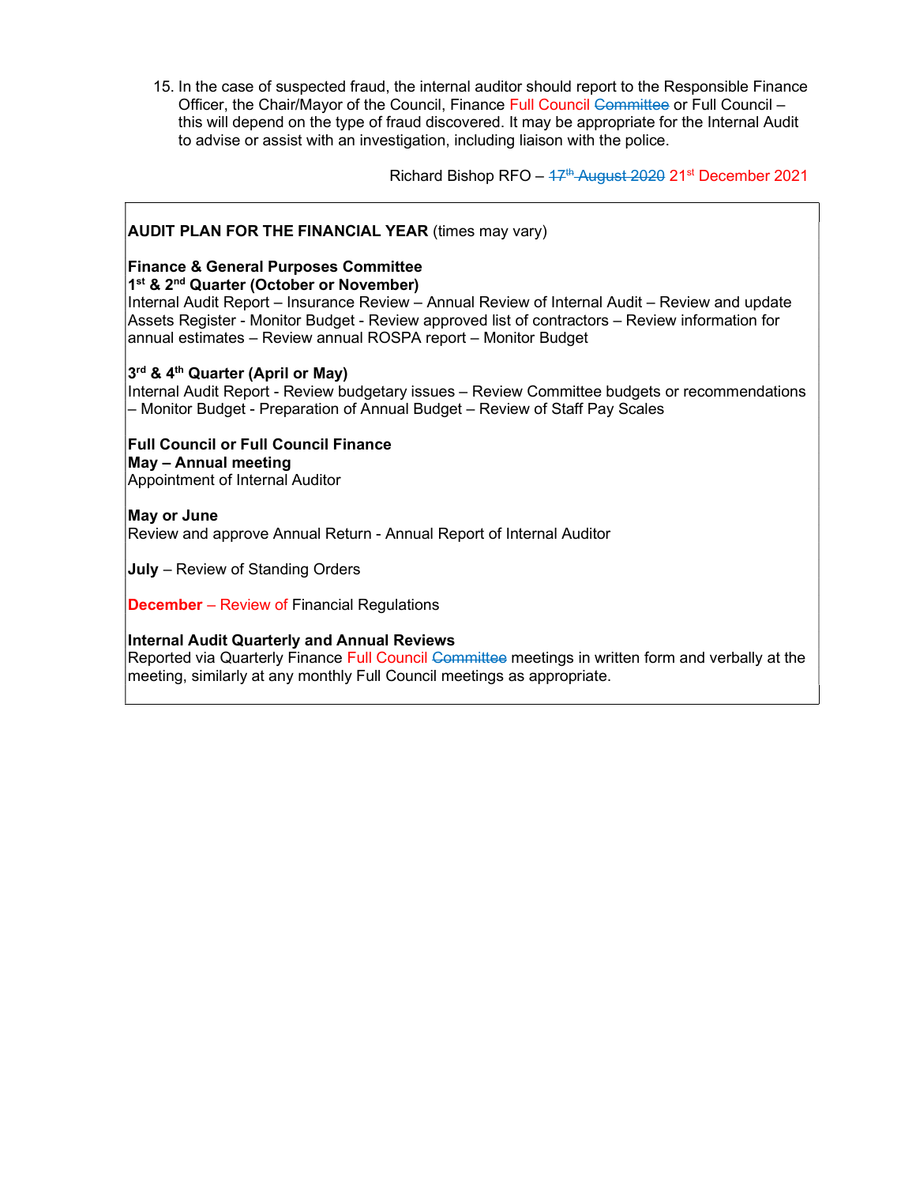15. In the case of suspected fraud, the internal auditor should report to the Responsible Finance Officer, the Chair/Mayor of the Council, Finance Full Council ~~Committee~~ or Full Council – this will depend on the type of fraud discovered. It may be appropriate for the Internal Audit to advise or assist with an investigation, including liaison with the police.

Richard Bishop RFO – ~~17th August 2020~~ 21st December 2021

**AUDIT PLAN FOR THE FINANCIAL YEAR** (times may vary)

**Finance & General Purposes Committee**
**1st & 2nd Quarter (October or November)**
Internal Audit Report – Insurance Review – Annual Review of Internal Audit – Review and update Assets Register - Monitor Budget - Review approved list of contractors – Review information for annual estimates – Review annual ROSPA report – Monitor Budget

**3rd & 4th Quarter (April or May)**
Internal Audit Report - Review budgetary issues – Review Committee budgets or recommendations – Monitor Budget - Preparation of Annual Budget – Review of Staff Pay Scales

**Full Council or Full Council Finance**
**May – Annual meeting**
Appointment of Internal Auditor

**May or June**
Review and approve Annual Return - Annual Report of Internal Auditor

**July** – Review of Standing Orders

**December** – Review of Financial Regulations

**Internal Audit Quarterly and Annual Reviews**
Reported via Quarterly Finance Full Council ~~Committee~~ meetings in written form and verbally at the meeting, similarly at any monthly Full Council meetings as appropriate.